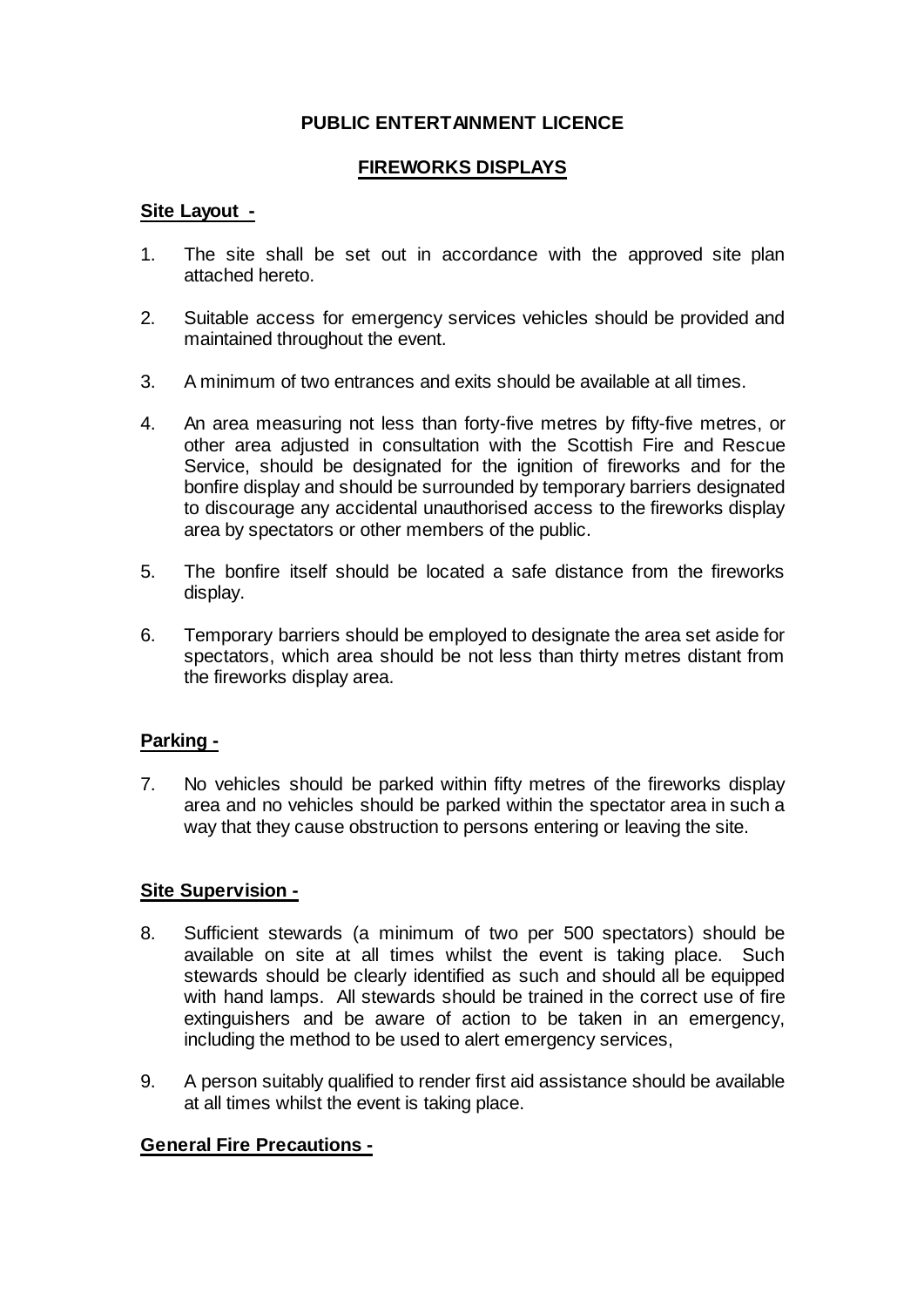# PUBLIC ENTERTAINMENT LICENCE

## FIREWORKS DISPLAYS

### Site Layout -

1. The site shall be set out in accordance with the approved site plan attached hereto.
2. Suitable access for emergency services vehicles should be provided and maintained throughout the event.
3. A minimum of two entrances and exits should be available at all times.
4. An area measuring not less than forty-five metres by fifty-five metres, or other area adjusted in consultation with the Scottish Fire and Rescue Service, should be designated for the ignition of fireworks and for the bonfire display and should be surrounded by temporary barriers designated to discourage any accidental unauthorised access to the fireworks display area by spectators or other members of the public.
5. The bonfire itself should be located a safe distance from the fireworks display.
6. Temporary barriers should be employed to designate the area set aside for spectators, which area should be not less than thirty metres distant from the fireworks display area.

### Parking -

7. No vehicles should be parked within fifty metres of the fireworks display area and no vehicles should be parked within the spectator area in such a way that they cause obstruction to persons entering or leaving the site.

### Site Supervision -

8. Sufficient stewards (a minimum of two per 500 spectators) should be available on site at all times whilst the event is taking place. Such stewards should be clearly identified as such and should all be equipped with hand lamps. All stewards should be trained in the correct use of fire extinguishers and be aware of action to be taken in an emergency, including the method to be used to alert emergency services,
9. A person suitably qualified to render first aid assistance should be available at all times whilst the event is taking place.

### General Fire Precautions -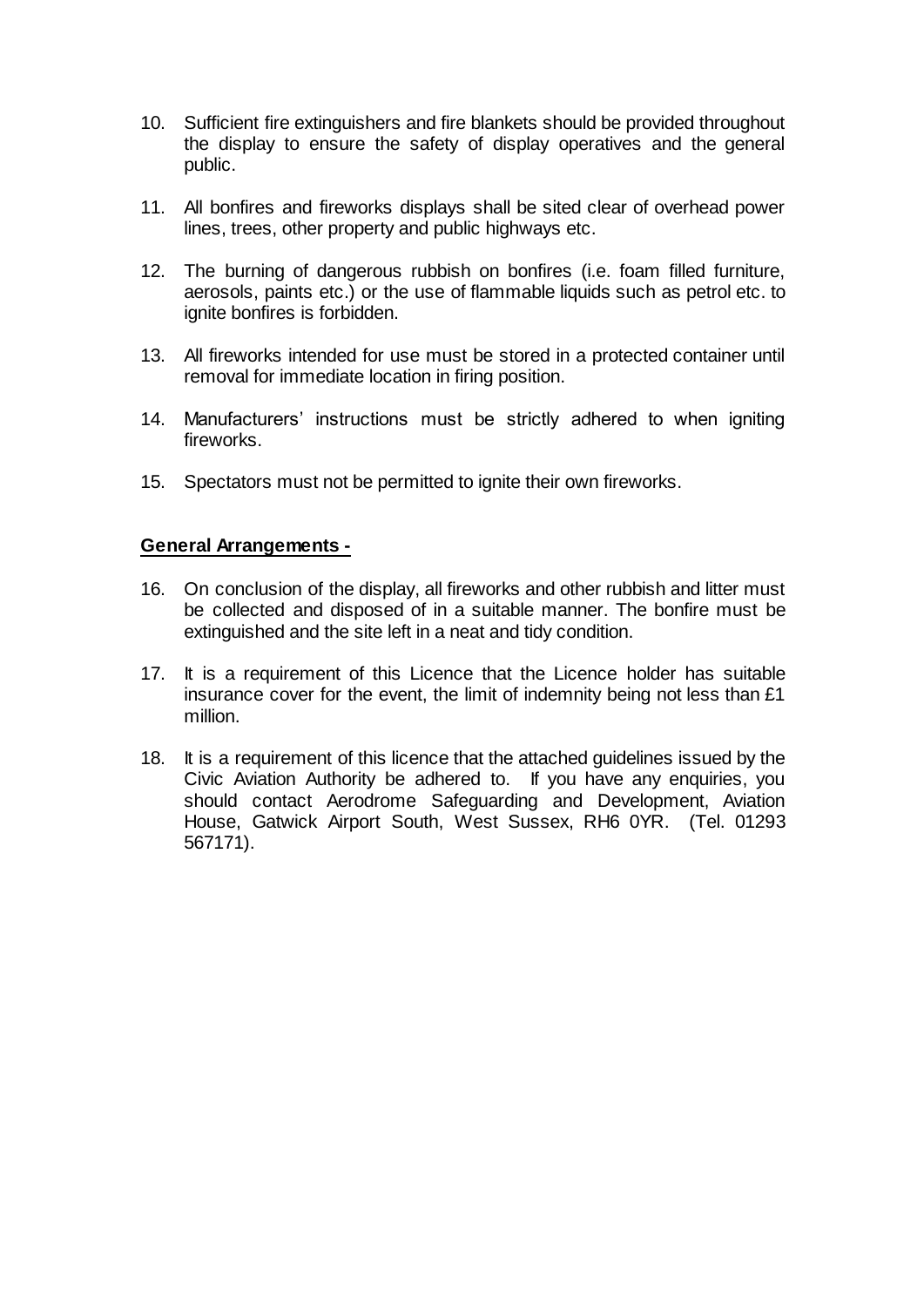10. Sufficient fire extinguishers and fire blankets should be provided throughout the display to ensure the safety of display operatives and the general public.

11. All bonfires and fireworks displays shall be sited clear of overhead power lines, trees, other property and public highways etc.

12. The burning of dangerous rubbish on bonfires (i.e. foam filled furniture, aerosols, paints etc.) or the use of flammable liquids such as petrol etc. to ignite bonfires is forbidden.

13. All fireworks intended for use must be stored in a protected container until removal for immediate location in firing position.

14. Manufacturers' instructions must be strictly adhered to when igniting fireworks.

15. Spectators must not be permitted to ignite their own fireworks.

**<u>General Arrangements -</u>**

16. On conclusion of the display, all fireworks and other rubbish and litter must be collected and disposed of in a suitable manner. The bonfire must be extinguished and the site left in a neat and tidy condition.

17. It is a requirement of this Licence that the Licence holder has suitable insurance cover for the event, the limit of indemnity being not less than £1 million.

18. It is a requirement of this licence that the attached guidelines issued by the Civic Aviation Authority be adhered to. If you have any enquiries, you should contact Aerodrome Safeguarding and Development, Aviation House, Gatwick Airport South, West Sussex, RH6 0YR. (Tel. 01293 567171).